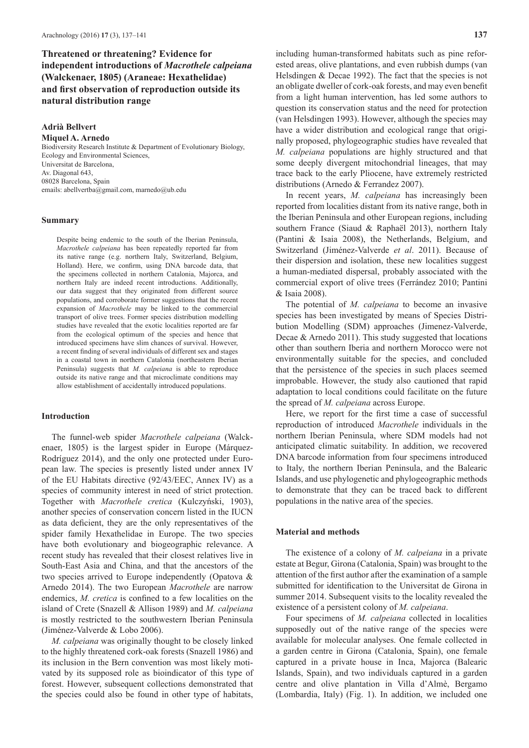# Threatened or threatening? Evidence for independent introductions of *Macrothele calpeiana* (Walckenaer, 1805) (Araneae: Hexathelidae) and first observation of reproduction outside its natural distribution range

**Adrià Bellvert**
**Miquel A. Arnedo**

Biodiversity Research Institute & Department of Evolutionary Biology, Ecology and Environmental Sciences,
Universitat de Barcelona,
Av. Diagonal 643,
08028 Barcelona, Spain
emails: abellvertba@gmail.com, marnedo@ub.edu

## Summary

Despite being endemic to the south of the Iberian Peninsula, *Macrothele calpeiana* has been repeatedly reported far from its native range (e.g. northern Italy, Switzerland, Belgium, Holland). Here, we confirm, using DNA barcode data, that the specimens collected in northern Catalonia, Majorca, and northern Italy are indeed recent introductions. Additionally, our data suggest that they originated from different source populations, and corroborate former suggestions that the recent expansion of *Macrothele* may be linked to the commercial transport of olive trees. Former species distribution modelling studies have revealed that the exotic localities reported are far from the ecological optimum of the species and hence that introduced specimens have slim chances of survival. However, a recent finding of several individuals of different sex and stages in a coastal town in northern Catalonia (northeastern Iberian Peninsula) suggests that *M. calpeiana* is able to reproduce outside its native range and that microclimate conditions may allow establishment of accidentally introduced populations.

## Introduction

The funnel-web spider *Macrothele calpeiana* (Walckenaer, 1805) is the largest spider in Europe (Márquez-Rodríguez 2014), and the only one protected under European law. The species is presently listed under annex IV of the EU Habitats directive (92/43/EEC, Annex IV) as a species of community interest in need of strict protection. Together with *Macrothele cretica* (Kulczyński, 1903), another species of conservation concern listed in the IUCN as data deficient, they are the only representatives of the spider family Hexathelidae in Europe. The two species have both evolutionary and biogeographic relevance. A recent study has revealed that their closest relatives live in South-East Asia and China, and that the ancestors of the two species arrived to Europe independently (Opatova & Arnedo 2014). The two European *Macrothele* are narrow endemics, *M. cretica* is confined to a few localities on the island of Crete (Snazell & Allison 1989) and *M. calpeiana* is mostly restricted to the southwestern Iberian Peninsula (Jiménez-Valverde & Lobo 2006).

*M. calpeiana* was originally thought to be closely linked to the highly threatened cork-oak forests (Snazell 1986) and its inclusion in the Bern convention was most likely motivated by its supposed role as bioindicator of this type of forest. However, subsequent collections demonstrated that the species could also be found in other type of habitats, including human-transformed habitats such as pine reforested areas, olive plantations, and even rubbish dumps (van Helsdingen & Decae 1992). The fact that the species is not an obligate dweller of cork-oak forests, and may even benefit from a light human intervention, has led some authors to question its conservation status and the need for protection (van Helsdingen 1993). However, although the species may have a wider distribution and ecological range that originally proposed, phylogeographic studies have revealed that *M. calpeiana* populations are highly structured and that some deeply divergent mitochondrial lineages, that may trace back to the early Pliocene, have extremely restricted distributions (Arnedo & Ferrandez 2007).

In recent years, *M. calpeiana* has increasingly been reported from localities distant from its native range, both in the Iberian Peninsula and other European regions, including southern France (Siaud & Raphaël 2013), northern Italy (Pantini & Isaia 2008), the Netherlands, Belgium, and Switzerland (Jiménez-Valverde *et al*. 2011). Because of their dispersion and isolation, these new localities suggest a human-mediated dispersal, probably associated with the commercial export of olive trees (Ferrández 2010; Pantini & Isaia 2008).

The potential of *M. calpeiana* to become an invasive species has been investigated by means of Species Distribution Modelling (SDM) approaches (Jimenez-Valverde, Decae & Arnedo 2011). This study suggested that locations other than southern Iberia and northern Morocco were not environmentally suitable for the species, and concluded that the persistence of the species in such places seemed improbable. However, the study also cautioned that rapid adaptation to local conditions could facilitate on the future the spread of *M. calpeiana* across Europe.

Here, we report for the first time a case of successful reproduction of introduced *Macrothele* individuals in the northern Iberian Peninsula, where SDM models had not anticipated climatic suitability. In addition, we recovered DNA barcode information from four specimens introduced to Italy, the northern Iberian Peninsula, and the Balearic Islands, and use phylogenetic and phylogeographic methods to demonstrate that they can be traced back to different populations in the native area of the species.

## Material and methods

The existence of a colony of *M. calpeiana* in a private estate at Begur, Girona (Catalonia, Spain) was brought to the attention of the first author after the examination of a sample submitted for identification to the Universitat de Girona in summer 2014. Subsequent visits to the locality revealed the existence of a persistent colony of *M. calpeiana*.

Four specimens of *M. calpeiana* collected in localities supposedly out of the native range of the species were available for molecular analyses. One female collected in a garden centre in Girona (Catalonia, Spain), one female captured in a private house in Inca, Majorca (Balearic Islands, Spain), and two individuals captured in a garden centre and olive plantation in Villa d'Almè, Bergamo (Lombardia, Italy) (Fig. 1). In addition, we included one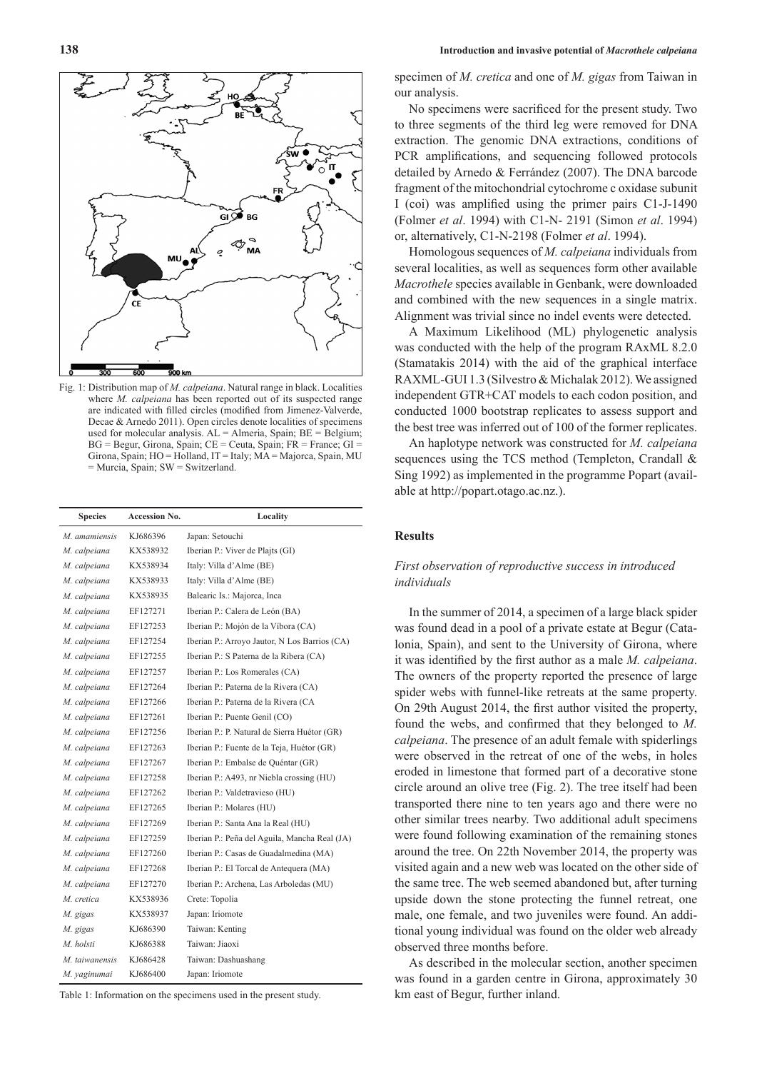0 300 600 900 km

HO
BE
SW
IT
FR
GI
BG
AL
MU
MA
CE

Fig. 1: Distribution map of *M. calpeiana*. Natural range in black. Localities where *M. calpeiana* has been reported out of its suspected range are indicated with filled circles (modified from Jimenez-Valverde, Decae & Arnedo 2011). Open circles denote localities of specimens used for molecular analysis. AL = Almeria, Spain; BE = Belgium; BG = Begur, Girona, Spain; CE = Ceuta, Spain; FR = France; GI = Girona, Spain; HO = Holland, IT = Italy; MA = Majorca, Spain, MU = Murcia, Spain; SW = Switzerland.

| Species | Accession No. | Locality |
|---|---|---|
| *M. amamiensis* | KJ686396 | Japan: Setouchi |
| *M. calpeiana* | KX538932 | Iberian P.: Viver de Plajts (GI) |
| *M. calpeiana* | KX538934 | Italy: Villa d'Alme (BE) |
| *M. calpeiana* | KX538933 | Italy: Villa d'Alme (BE) |
| *M. calpeiana* | KX538935 | Balearic Is.: Majorca, Inca |
| *M. calpeiana* | EF127271 | Iberian P.: Calera de León (BA) |
| *M. calpeiana* | EF127253 | Iberian P.: Mojón de la Víbora (CA) |
| *M. calpeiana* | EF127254 | Iberian P.: Arroyo Jautor, N Los Barrios (CA) |
| *M. calpeiana* | EF127255 | Iberian P.: S Paterna de la Ribera (CA) |
| *M. calpeiana* | EF127257 | Iberian P.: Los Romerales (CA) |
| *M. calpeiana* | EF127264 | Iberian P.: Paterna de la Rivera (CA) |
| *M. calpeiana* | EF127266 | Iberian P.: Paterna de la Rivera (CA |
| *M. calpeiana* | EF127261 | Iberian P.: Puente Genil (CO) |
| *M. calpeiana* | EF127256 | Iberian P.: P. Natural de Sierra Huétor (GR) |
| *M. calpeiana* | EF127263 | Iberian P.: Fuente de la Teja, Huétor (GR) |
| *M. calpeiana* | EF127267 | Iberian P.: Embalse de Quéntar (GR) |
| *M. calpeiana* | EF127258 | Iberian P.: A493, nr Niebla crossing (HU) |
| *M. calpeiana* | EF127262 | Iberian P.: Valdetravieso (HU) |
| *M. calpeiana* | EF127265 | Iberian P.: Molares (HU) |
| *M. calpeiana* | EF127269 | Iberian P.: Santa Ana la Real (HU) |
| *M. calpeiana* | EF127259 | Iberian P.: Peña del Aguila, Mancha Real (JA) |
| *M. calpeiana* | EF127260 | Iberian P.: Casas de Guadalmedina (MA) |
| *M. calpeiana* | EF127268 | Iberian P.: El Torcal de Antequera (MA) |
| *M. calpeiana* | EF127270 | Iberian P.: Archena, Las Arboledas (MU) |
| *M. cretica* | KX538936 | Crete: Topolia |
| *M. gigas* | KX538937 | Japan: Iriomote |
| *M. gigas* | KJ686390 | Taiwan: Kenting |
| *M. holsti* | KJ686388 | Taiwan: Jiaoxi |
| *M. taiwanensis* | KJ686428 | Taiwan: Dashuashang |
| *M. yaginumai* | KJ686400 | Japan: Iriomote |

Table 1: Information on the specimens used in the present study.

specimen of *M. cretica* and one of *M. gigas* from Taiwan in our analysis.

No specimens were sacrificed for the present study. Two to three segments of the third leg were removed for DNA extraction. The genomic DNA extractions, conditions of PCR amplifications, and sequencing followed protocols detailed by Arnedo & Ferrández (2007). The DNA barcode fragment of the mitochondrial cytochrome c oxidase subunit I (coi) was amplified using the primer pairs C1-J-1490 (Folmer *et al*. 1994) with C1-N- 2191 (Simon *et al*. 1994) or, alternatively, C1-N-2198 (Folmer *et al*. 1994).

Homologous sequences of *M. calpeiana* individuals from several localities, as well as sequences form other available *Macrothele* species available in Genbank, were downloaded and combined with the new sequences in a single matrix. Alignment was trivial since no indel events were detected.

A Maximum Likelihood (ML) phylogenetic analysis was conducted with the help of the program RAxML 8.2.0 (Stamatakis 2014) with the aid of the graphical interface RAXML-GUI 1.3 (Silvestro & Michalak 2012). We assigned independent GTR+CAT models to each codon position, and conducted 1000 bootstrap replicates to assess support and the best tree was inferred out of 100 of the former replicates.

An haplotype network was constructed for *M. calpeiana* sequences using the TCS method (Templeton, Crandall & Sing 1992) as implemented in the programme Popart (available at http://popart.otago.ac.nz.).

## Results

### *First observation of reproductive success in introduced individuals*

In the summer of 2014, a specimen of a large black spider was found dead in a pool of a private estate at Begur (Catalonia, Spain), and sent to the University of Girona, where it was identified by the first author as a male *M. calpeiana*. The owners of the property reported the presence of large spider webs with funnel-like retreats at the same property. On 29th August 2014, the first author visited the property, found the webs, and confirmed that they belonged to *M. calpeiana*. The presence of an adult female with spiderlings were observed in the retreat of one of the webs, in holes eroded in limestone that formed part of a decorative stone circle around an olive tree (Fig. 2). The tree itself had been transported there nine to ten years ago and there were no other similar trees nearby. Two additional adult specimens were found following examination of the remaining stones around the tree. On 22th November 2014, the property was visited again and a new web was located on the other side of the same tree. The web seemed abandoned but, after turning upside down the stone protecting the funnel retreat, one male, one female, and two juveniles were found. An additional young individual was found on the older web already observed three months before.

As described in the molecular section, another specimen was found in a garden centre in Girona, approximately 30 km east of Begur, further inland.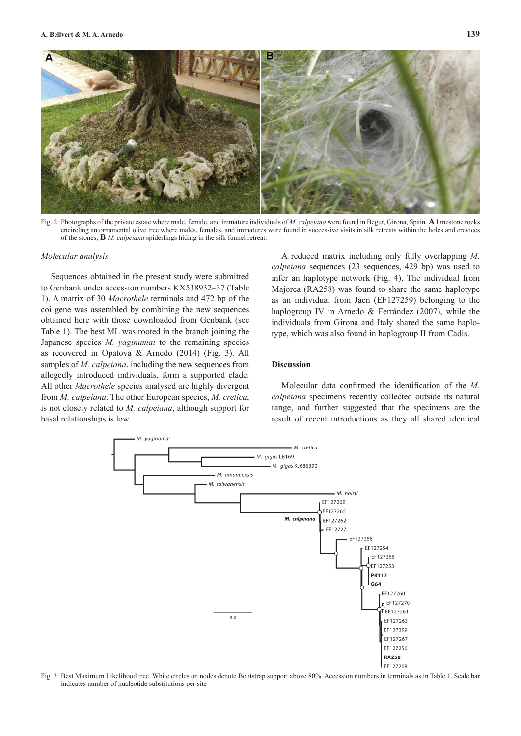Fig. 2: Photographs of the private estate where male, female, and immature individuals of *M. calpeiana* were found in Begur, Girona, Spain. **A** limestone rocks encircling an ornamental olive tree where males, females, and immatures were found in successive visits in silk retreats within the holes and crevices of the stones; **B** *M. calpeiana* spiderlings hiding in the silk funnel retreat.

*Molecular analysis*

Sequences obtained in the present study were submitted to Genbank under accession numbers KX538932–37 (Table 1). A matrix of 30 *Macrothele* terminals and 472 bp of the coi gene was assembled by combining the new sequences obtained here with those downloaded from Genbank (see Table 1). The best ML was rooted in the branch joining the Japanese species *M. yaginumai* to the remaining species as recovered in Opatova & Arnedo (2014) (Fig. 3). All samples of *M. calpeiana*, including the new sequences from allegedly introduced individuals, form a supported clade. All other *Macrothele* species analysed are highly divergent from *M. calpeiana*. The other European species, *M. cretica*, is not closely related to *M. calpeiana*, although support for basal relationships is low.

A reduced matrix including only fully overlapping *M. calpeiana* sequences (23 sequences, 429 bp) was used to infer an haplotype network (Fig. 4). The individual from Majorca (RA258) was found to share the same haplotype as an individual from Jaen (EF127259) belonging to the haplogroup IV in Arnedo & Ferrández (2007), while the individuals from Girona and Italy shared the same haplotype, which was also found in haplogroup II from Cadis.

## Discussion

Molecular data confirmed the identification of the *M. calpeiana* specimens recently collected outside its natural range, and further suggested that the specimens are the result of recent introductions as they all shared identical

M. yaginumai
M. cretica
M. gigas LB169
M. gigas KJ686390
M. amamiensis
M. taiwanensis
M. holsti
M. calpeiana
EF127269
EF127265
EF127262
EF127271
EF127258
EF127254
EF127266
EF127253
PK117
G64
EF127260
EF127270
EF127261
EF127263
EF127259
EF127267
EF127256
RA258
EF127268
0.2

Fig. 3: Best Maximum Likelihood tree. White circles on nodes denote Bootstrap support above 80%. Accession numbers in terminals as in Table 1. Scale bar indicates number of nucleotide substitutions per site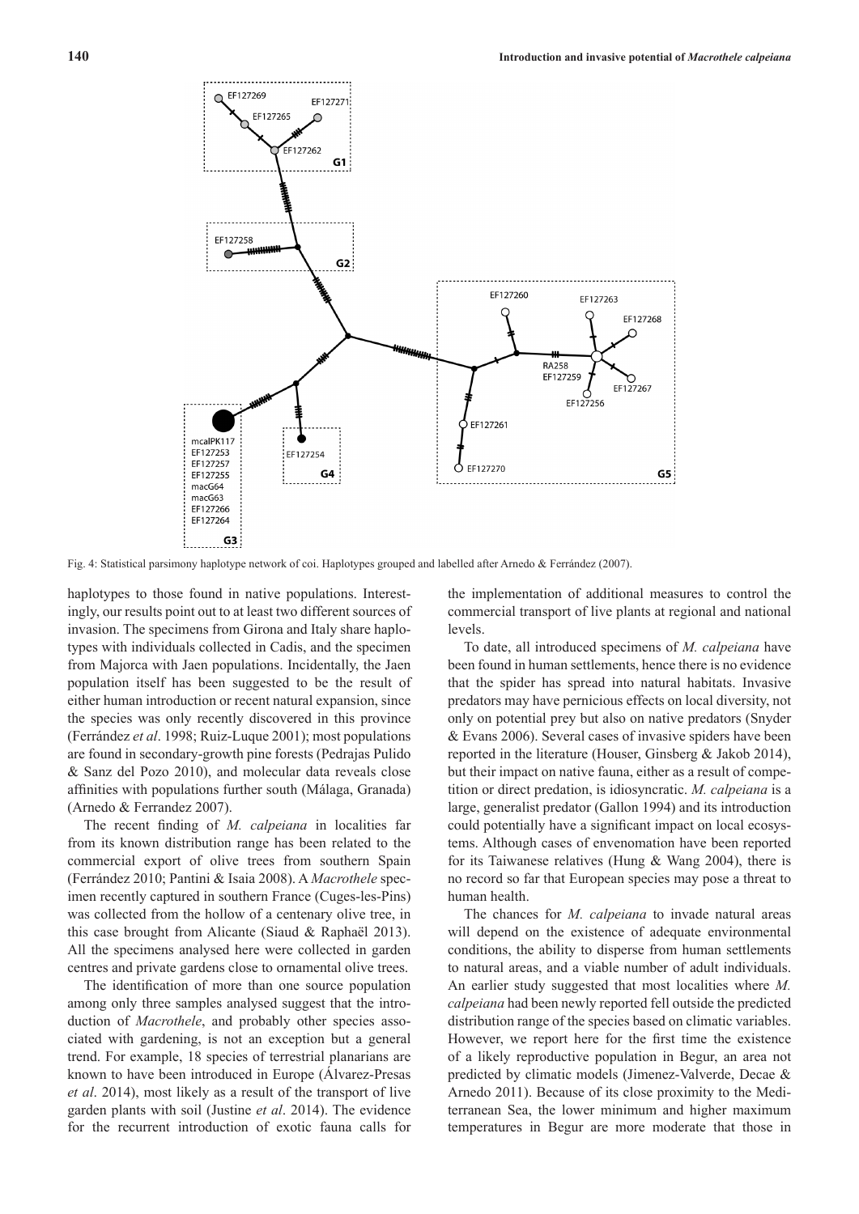EF127269
EF127271
EF127265
EF127262
G1
EF127258
G2
EF127260
EF127263
EF127268
RA258
EF127259
EF127267
EF127256
EF127261
EF127270
G5
mcalPK117
EF127253
EF127257
EF127255
macG64
macG63
EF127266
EF127264
G3
EF127254
G4

Fig. 4: Statistical parsimony haplotype network of coi. Haplotypes grouped and labelled after Arnedo & Ferrández (2007).

haplotypes to those found in native populations. Interestingly, our results point out to at least two different sources of invasion. The specimens from Girona and Italy share haplotypes with individuals collected in Cadis, and the specimen from Majorca with Jaen populations. Incidentally, the Jaen population itself has been suggested to be the result of either human introduction or recent natural expansion, since the species was only recently discovered in this province (Ferrández *et al*. 1998; Ruiz-Luque 2001); most populations are found in secondary-growth pine forests (Pedrajas Pulido & Sanz del Pozo 2010), and molecular data reveals close affinities with populations further south (Málaga, Granada) (Arnedo & Ferrandez 2007).

The recent finding of *M. calpeiana* in localities far from its known distribution range has been related to the commercial export of olive trees from southern Spain (Ferrández 2010; Pantini & Isaia 2008). A *Macrothele* specimen recently captured in southern France (Cuges-les-Pins) was collected from the hollow of a centenary olive tree, in this case brought from Alicante (Siaud & Raphaël 2013). All the specimens analysed here were collected in garden centres and private gardens close to ornamental olive trees.

The identification of more than one source population among only three samples analysed suggest that the introduction of *Macrothele*, and probably other species associated with gardening, is not an exception but a general trend. For example, 18 species of terrestrial planarians are known to have been introduced in Europe (Álvarez-Presas *et al*. 2014), most likely as a result of the transport of live garden plants with soil (Justine *et al*. 2014). The evidence for the recurrent introduction of exotic fauna calls for the implementation of additional measures to control the commercial transport of live plants at regional and national levels.

To date, all introduced specimens of *M. calpeiana* have been found in human settlements, hence there is no evidence that the spider has spread into natural habitats. Invasive predators may have pernicious effects on local diversity, not only on potential prey but also on native predators (Snyder & Evans 2006). Several cases of invasive spiders have been reported in the literature (Houser, Ginsberg & Jakob 2014), but their impact on native fauna, either as a result of competition or direct predation, is idiosyncratic. *M. calpeiana* is a large, generalist predator (Gallon 1994) and its introduction could potentially have a significant impact on local ecosystems. Although cases of envenomation have been reported for its Taiwanese relatives (Hung & Wang 2004), there is no record so far that European species may pose a threat to human health.

The chances for *M. calpeiana* to invade natural areas will depend on the existence of adequate environmental conditions, the ability to disperse from human settlements to natural areas, and a viable number of adult individuals. An earlier study suggested that most localities where *M. calpeiana* had been newly reported fell outside the predicted distribution range of the species based on climatic variables. However, we report here for the first time the existence of a likely reproductive population in Begur, an area not predicted by climatic models (Jimenez-Valverde, Decae & Arnedo 2011). Because of its close proximity to the Mediterranean Sea, the lower minimum and higher maximum temperatures in Begur are more moderate that those in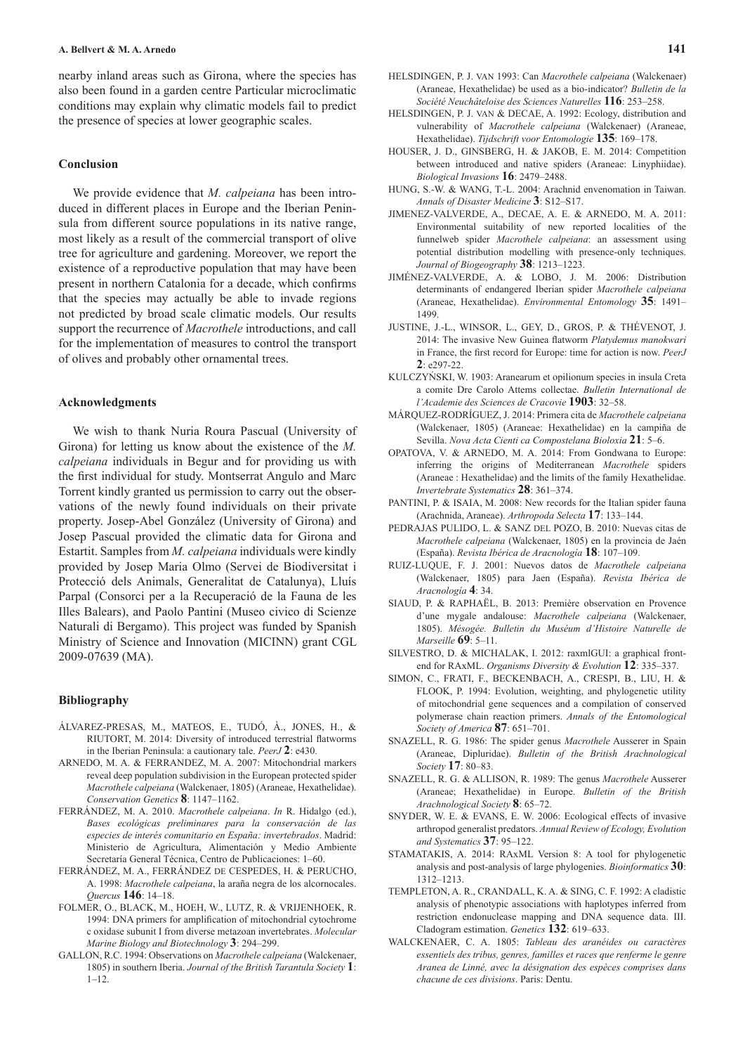nearby inland areas such as Girona, where the species has also been found in a garden centre Particular microclimatic conditions may explain why climatic models fail to predict the presence of species at lower geographic scales.

## Conclusion

We provide evidence that *M. calpeiana* has been introduced in different places in Europe and the Iberian Peninsula from different source populations in its native range, most likely as a result of the commercial transport of olive tree for agriculture and gardening. Moreover, we report the existence of a reproductive population that may have been present in northern Catalonia for a decade, which confirms that the species may actually be able to invade regions not predicted by broad scale climatic models. Our results support the recurrence of *Macrothele* introductions, and call for the implementation of measures to control the transport of olives and probably other ornamental trees.

## Acknowledgments

We wish to thank Nuria Roura Pascual (University of Girona) for letting us know about the existence of the *M. calpeiana* individuals in Begur and for providing us with the first individual for study. Montserrat Angulo and Marc Torrent kindly granted us permission to carry out the observations of the newly found individuals on their private property. Josep-Abel González (University of Girona) and Josep Pascual provided the climatic data for Girona and Estartit. Samples from *M. calpeiana* individuals were kindly provided by Josep Maria Olmo (Servei de Biodiversitat i Protecció dels Animals, Generalitat de Catalunya), Lluís Parpal (Consorci per a la Recuperació de la Fauna de les Illes Balears), and Paolo Pantini (Museo civico di Scienze Naturali di Bergamo). This project was funded by Spanish Ministry of Science and Innovation (MICINN) grant CGL 2009-07639 (MA).

## Bibliography

ÁLVAREZ-PRESAS, M., MATEOS, E., TUDÓ, À., JONES, H., & RIUTORT, M. 2014: Diversity of introduced terrestrial flatworms in the Iberian Peninsula: a cautionary tale. *PeerJ* **2**: e430.

ARNEDO, M. A. & FERRANDEZ, M. A. 2007: Mitochondrial markers reveal deep population subdivision in the European protected spider *Macrothele calpeiana* (Walckenaer, 1805) (Araneae, Hexathelidae). *Conservation Genetics* **8**: 1147–1162.

FERRÁNDEZ, M. A. 2010. *Macrothele calpeiana*. *In* R. Hidalgo (ed.), *Bases ecológicas preliminares para la conservación de las especies de interés comunitario en España: invertebrados*. Madrid: Ministerio de Agricultura, Alimentación y Medio Ambiente Secretaría General Técnica, Centro de Publicaciones: 1–60.

FERRÁNDEZ, M. A., FERRÁNDEZ DE CESPEDES, H. & PERUCHO, A. 1998: *Macrothele calpeiana*, la araña negra de los alcornocales. *Quercus* **146**: 14–18.

FOLMER, O., BLACK, M., HOEH, W., LUTZ, R. & VRIJENHOEK, R. 1994: DNA primers for amplification of mitochondrial cytochrome c oxidase subunit I from diverse metazoan invertebrates. *Molecular Marine Biology and Biotechnology* **3**: 294–299.

GALLON, R.C. 1994: Observations on *Macrothele calpeiana* (Walckenaer, 1805) in southern Iberia. *Journal of the British Tarantula Society* **1**: 1–12.

HELSDINGEN, P. J. VAN 1993: Can *Macrothele calpeiana* (Walckenaer) (Araneae, Hexathelidae) be used as a bio-indicator? *Bulletin de la Société Neuchâteloise des Sciences Naturelles* **116**: 253–258.

HELSDINGEN, P. J. VAN & DECAE, A. 1992: Ecology, distribution and vulnerability of *Macrothele calpeiana* (Walckenaer) (Araneae, Hexathelidae). *Tijdschrift voor Entomologie* **135**: 169–178.

HOUSER, J. D., GINSBERG, H. & JAKOB, E. M. 2014: Competition between introduced and native spiders (Araneae: Linyphiidae). *Biological Invasions* **16**: 2479–2488.

HUNG, S.-W. & WANG, T.-L. 2004: Arachnid envenomation in Taiwan. *Annals of Disaster Medicine* **3**: S12–S17.

JIMENEZ-VALVERDE, A., DECAE, A. E. & ARNEDO, M. A. 2011: Environmental suitability of new reported localities of the funnelweb spider *Macrothele calpeiana*: an assessment using potential distribution modelling with presence-only techniques. *Journal of Biogeography* **38**: 1213–1223.

JIMÉNEZ-VALVERDE, A. & LOBO, J. M. 2006: Distribution determinants of endangered Iberian spider *Macrothele calpeiana* (Araneae, Hexathelidae). *Environmental Entomology* **35**: 1491–1499.

JUSTINE, J.-L., WINSOR, L., GEY, D., GROS, P. & THÉVENOT, J. 2014: The invasive New Guinea flatworm *Platydemus manokwari* in France, the first record for Europe: time for action is now. *PeerJ* **2**: e297-22.

KULCZYŃSKI, W. 1903: Aranearum et opilionum species in insula Creta a comite Dre Carolo Attems collectae. *Bulletin International de l'Academie des Sciences de Cracovie* **1903**: 32–58.

MÁRQUEZ-RODRÍGUEZ, J. 2014: Primera cita de *Macrothele calpeiana* (Walckenaer, 1805) (Araneae: Hexathelidae) en la campiña de Sevilla. *Nova Acta Cienti ca Compostelana Bioloxía* **21**: 5–6.

OPATOVA, V. & ARNEDO, M. A. 2014: From Gondwana to Europe: inferring the origins of Mediterranean *Macrothele* spiders (Araneae : Hexathelidae) and the limits of the family Hexathelidae. *Invertebrate Systematics* **28**: 361–374.

PANTINI, P. & ISAIA, M. 2008: New records for the Italian spider fauna (Arachnida, Araneae). *Arthropoda Selecta* **17**: 133–144.

PEDRAJAS PULIDO, L. & SANZ DEL POZO, B. 2010: Nuevas citas de *Macrothele calpeiana* (Walckenaer, 1805) en la provincia de Jaén (España). *Revista Ibérica de Aracnología* **18**: 107–109.

RUIZ-LUQUE, F. J. 2001: Nuevos datos de *Macrothele calpeiana* (Walckenaer, 1805) para Jaen (España). *Revista Ibérica de Aracnología* **4**: 34.

SIAUD, P. & RAPHAËL, B. 2013: Première observation en Provence d'une mygale andalouse: *Macrothele calpeiana* (Walckenaer, 1805). *Mésogée. Bulletin du Muséum d'Histoire Naturelle de Marseille* **69**: 5–11.

SILVESTRO, D. & MICHALAK, I. 2012: raxmlGUI: a graphical front-end for RAxML. *Organisms Diversity & Evolution* **12**: 335–337.

SIMON, C., FRATI, F., BECKENBACH, A., CRESPI, B., LIU, H. & FLOOK, P. 1994: Evolution, weighting, and phylogenetic utility of mitochondrial gene sequences and a compilation of conserved polymerase chain reaction primers. *Annals of the Entomological Society of America* **87**: 651–701.

SNAZELL, R. G. 1986: The spider genus *Macrothele* Ausserer in Spain (Araneae, Dipluridae). *Bulletin of the British Arachnological Society* **17**: 80–83.

SNAZELL, R. G. & ALLISON, R. 1989: The genus *Macrothele* Ausserer (Araneae; Hexathelidae) in Europe. *Bulletin of the British Arachnological Society* **8**: 65–72.

SNYDER, W. E. & EVANS, E. W. 2006: Ecological effects of invasive arthropod generalist predators. *Annual Review of Ecology, Evolution and Systematics* **37**: 95–122.

STAMATAKIS, A. 2014: RAxML Version 8: A tool for phylogenetic analysis and post-analysis of large phylogenies. *Bioinformatics* **30**: 1312–1213.

TEMPLETON, A. R., CRANDALL, K. A. & SING, C. F. 1992: A cladistic analysis of phenotypic associations with haplotypes inferred from restriction endonuclease mapping and DNA sequence data. III. Cladogram estimation. *Genetics* **132**: 619–633.

WALCKENAER, C. A. 1805: *Tableau des aranéides ou caractères essentiels des tribus, genres, familles et races que renferme le genre Aranea de Linné, avec la désignation des espèces comprises dans chacune de ces divisions*. Paris: Dentu.